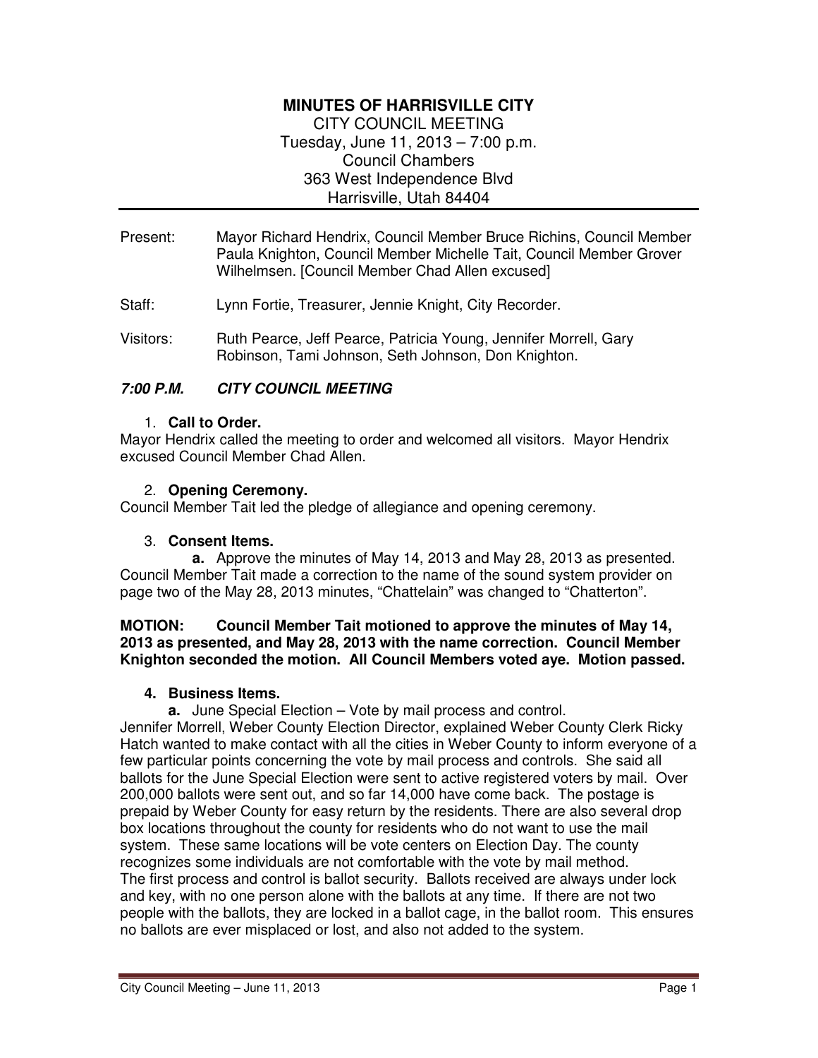# MINUTES OF HARRISVILLE CITY

CITY COUNCIL MEETING
Tuesday, June 11, 2013 – 7:00 p.m.
Council Chambers
363 West Independence Blvd
Harrisville, Utah 84404

---

Present: Mayor Richard Hendrix, Council Member Bruce Richins, Council Member Paula Knighton, Council Member Michelle Tait, Council Member Grover Wilhelmsen. [Council Member Chad Allen excused]

Staff: Lynn Fortie, Treasurer, Jennie Knight, City Recorder.

Visitors: Ruth Pearce, Jeff Pearce, Patricia Young, Jennifer Morrell, Gary Robinson, Tami Johnson, Seth Johnson, Don Knighton.

## *7:00 P.M. CITY COUNCIL MEETING*

1. **Call to Order.**

Mayor Hendrix called the meeting to order and welcomed all visitors. Mayor Hendrix excused Council Member Chad Allen.

2. **Opening Ceremony.**

Council Member Tait led the pledge of allegiance and opening ceremony.

3. **Consent Items.**

**a.** Approve the minutes of May 14, 2013 and May 28, 2013 as presented. Council Member Tait made a correction to the name of the sound system provider on page two of the May 28, 2013 minutes, "Chattelain" was changed to "Chatterton".

**MOTION: Council Member Tait motioned to approve the minutes of May 14, 2013 as presented, and May 28, 2013 with the name correction. Council Member Knighton seconded the motion. All Council Members voted aye. Motion passed.**

4. **Business Items.**

**a.** June Special Election – Vote by mail process and control.

Jennifer Morrell, Weber County Election Director, explained Weber County Clerk Ricky Hatch wanted to make contact with all the cities in Weber County to inform everyone of a few particular points concerning the vote by mail process and controls. She said all ballots for the June Special Election were sent to active registered voters by mail. Over 200,000 ballots were sent out, and so far 14,000 have come back. The postage is prepaid by Weber County for easy return by the residents. There are also several drop box locations throughout the county for residents who do not want to use the mail system. These same locations will be vote centers on Election Day. The county recognizes some individuals are not comfortable with the vote by mail method.
The first process and control is ballot security. Ballots received are always under lock and key, with no one person alone with the ballots at any time. If there are not two people with the ballots, they are locked in a ballot cage, in the ballot room. This ensures no ballots are ever misplaced or lost, and also not added to the system.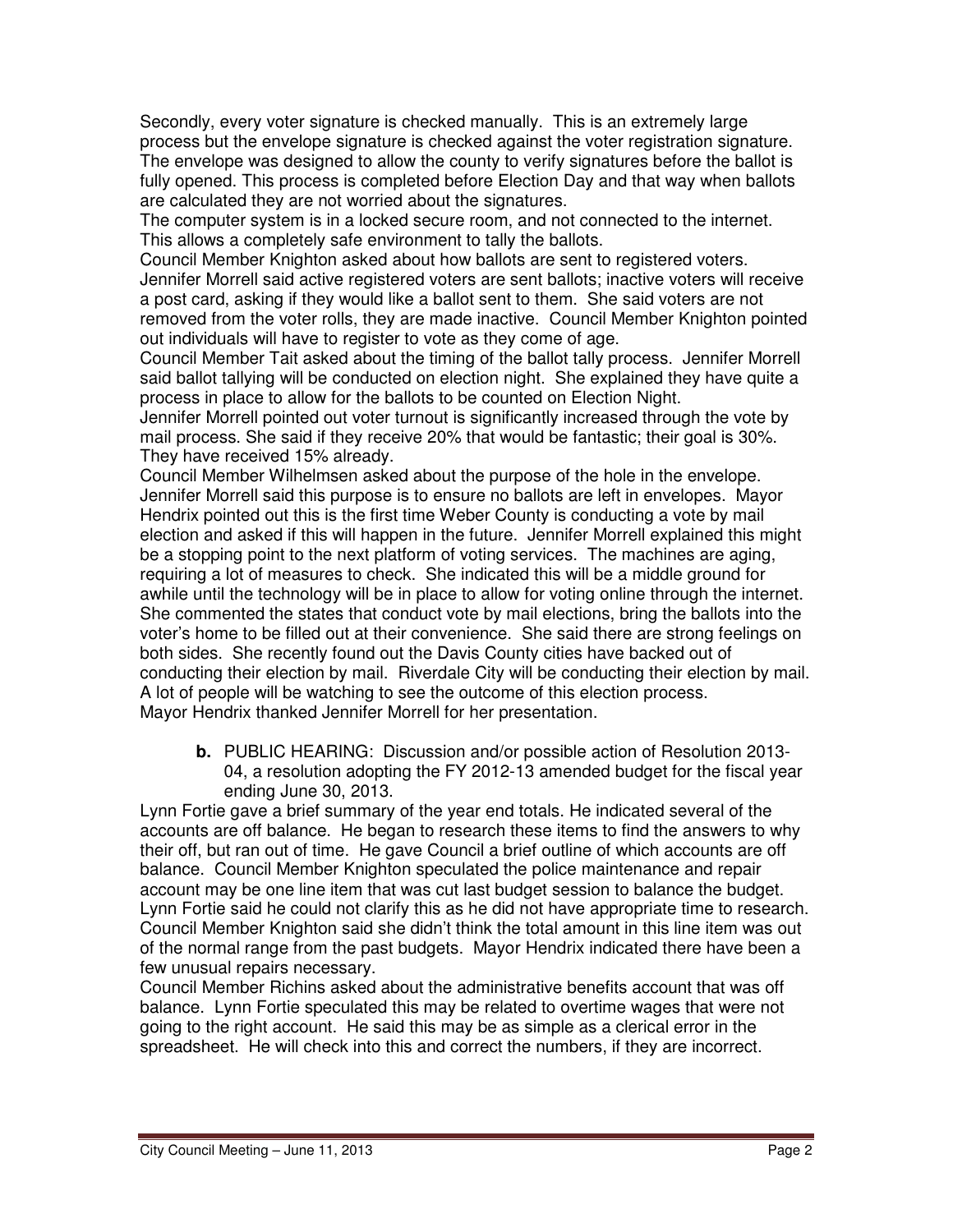Secondly, every voter signature is checked manually. This is an extremely large process but the envelope signature is checked against the voter registration signature. The envelope was designed to allow the county to verify signatures before the ballot is fully opened. This process is completed before Election Day and that way when ballots are calculated they are not worried about the signatures.

The computer system is in a locked secure room, and not connected to the internet. This allows a completely safe environment to tally the ballots.

Council Member Knighton asked about how ballots are sent to registered voters. Jennifer Morrell said active registered voters are sent ballots; inactive voters will receive a post card, asking if they would like a ballot sent to them. She said voters are not removed from the voter rolls, they are made inactive. Council Member Knighton pointed out individuals will have to register to vote as they come of age.

Council Member Tait asked about the timing of the ballot tally process. Jennifer Morrell said ballot tallying will be conducted on election night. She explained they have quite a process in place to allow for the ballots to be counted on Election Night.

Jennifer Morrell pointed out voter turnout is significantly increased through the vote by mail process. She said if they receive 20% that would be fantastic; their goal is 30%. They have received 15% already.

Council Member Wilhelmsen asked about the purpose of the hole in the envelope. Jennifer Morrell said this purpose is to ensure no ballots are left in envelopes. Mayor Hendrix pointed out this is the first time Weber County is conducting a vote by mail election and asked if this will happen in the future. Jennifer Morrell explained this might be a stopping point to the next platform of voting services. The machines are aging, requiring a lot of measures to check. She indicated this will be a middle ground for awhile until the technology will be in place to allow for voting online through the internet. She commented the states that conduct vote by mail elections, bring the ballots into the voter's home to be filled out at their convenience. She said there are strong feelings on both sides. She recently found out the Davis County cities have backed out of conducting their election by mail. Riverdale City will be conducting their election by mail. A lot of people will be watching to see the outcome of this election process.

Mayor Hendrix thanked Jennifer Morrell for her presentation.

> **b.** PUBLIC HEARING: Discussion and/or possible action of Resolution 2013-04, a resolution adopting the FY 2012-13 amended budget for the fiscal year ending June 30, 2013.

Lynn Fortie gave a brief summary of the year end totals. He indicated several of the accounts are off balance. He began to research these items to find the answers to why their off, but ran out of time. He gave Council a brief outline of which accounts are off balance. Council Member Knighton speculated the police maintenance and repair account may be one line item that was cut last budget session to balance the budget. Lynn Fortie said he could not clarify this as he did not have appropriate time to research. Council Member Knighton said she didn't think the total amount in this line item was out of the normal range from the past budgets. Mayor Hendrix indicated there have been a few unusual repairs necessary.

Council Member Richins asked about the administrative benefits account that was off balance. Lynn Fortie speculated this may be related to overtime wages that were not going to the right account. He said this may be as simple as a clerical error in the spreadsheet. He will check into this and correct the numbers, if they are incorrect.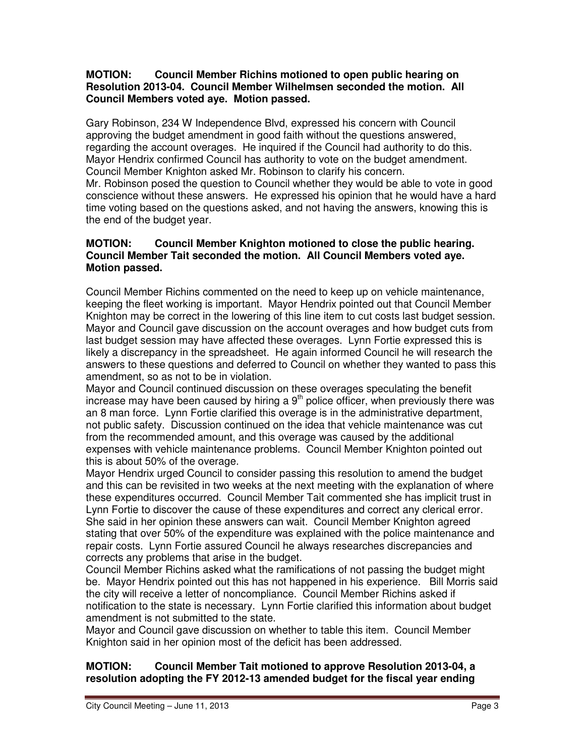**MOTION: Council Member Richins motioned to open public hearing on Resolution 2013-04. Council Member Wilhelmsen seconded the motion. All Council Members voted aye. Motion passed.**

Gary Robinson, 234 W Independence Blvd, expressed his concern with Council approving the budget amendment in good faith without the questions answered, regarding the account overages. He inquired if the Council had authority to do this. Mayor Hendrix confirmed Council has authority to vote on the budget amendment. Council Member Knighton asked Mr. Robinson to clarify his concern.
Mr. Robinson posed the question to Council whether they would be able to vote in good conscience without these answers. He expressed his opinion that he would have a hard time voting based on the questions asked, and not having the answers, knowing this is the end of the budget year.

**MOTION: Council Member Knighton motioned to close the public hearing. Council Member Tait seconded the motion. All Council Members voted aye. Motion passed.**

Council Member Richins commented on the need to keep up on vehicle maintenance, keeping the fleet working is important. Mayor Hendrix pointed out that Council Member Knighton may be correct in the lowering of this line item to cut costs last budget session. Mayor and Council gave discussion on the account overages and how budget cuts from last budget session may have affected these overages. Lynn Fortie expressed this is likely a discrepancy in the spreadsheet. He again informed Council he will research the answers to these questions and deferred to Council on whether they wanted to pass this amendment, so as not to be in violation.
Mayor and Council continued discussion on these overages speculating the benefit increase may have been caused by hiring a 9th police officer, when previously there was an 8 man force. Lynn Fortie clarified this overage is in the administrative department, not public safety. Discussion continued on the idea that vehicle maintenance was cut from the recommended amount, and this overage was caused by the additional expenses with vehicle maintenance problems. Council Member Knighton pointed out this is about 50% of the overage.
Mayor Hendrix urged Council to consider passing this resolution to amend the budget and this can be revisited in two weeks at the next meeting with the explanation of where these expenditures occurred. Council Member Tait commented she has implicit trust in Lynn Fortie to discover the cause of these expenditures and correct any clerical error. She said in her opinion these answers can wait. Council Member Knighton agreed stating that over 50% of the expenditure was explained with the police maintenance and repair costs. Lynn Fortie assured Council he always researches discrepancies and corrects any problems that arise in the budget.
Council Member Richins asked what the ramifications of not passing the budget might be. Mayor Hendrix pointed out this has not happened in his experience. Bill Morris said the city will receive a letter of noncompliance. Council Member Richins asked if notification to the state is necessary. Lynn Fortie clarified this information about budget amendment is not submitted to the state.
Mayor and Council gave discussion on whether to table this item. Council Member Knighton said in her opinion most of the deficit has been addressed.

**MOTION: Council Member Tait motioned to approve Resolution 2013-04, a resolution adopting the FY 2012-13 amended budget for the fiscal year ending**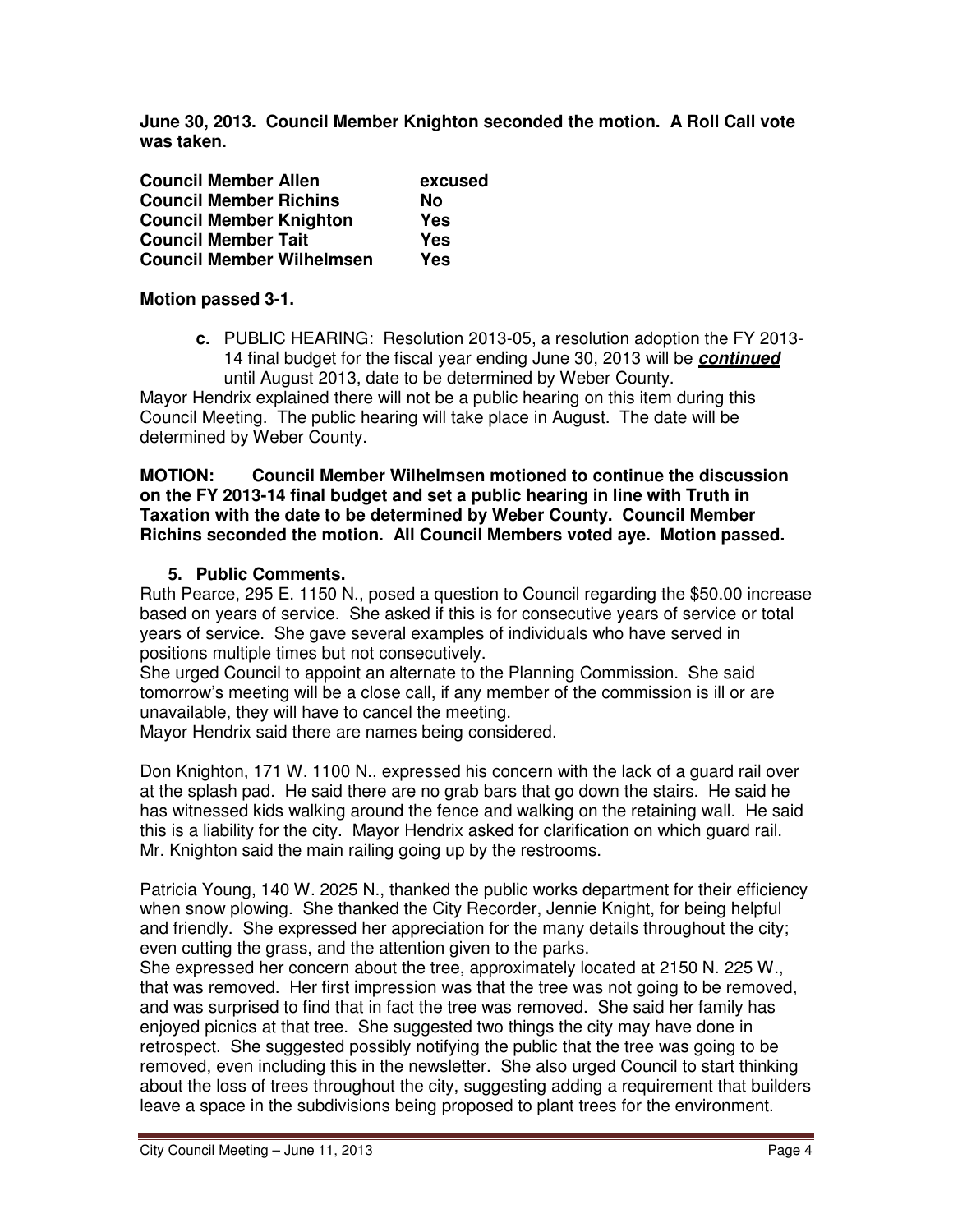**June 30, 2013. Council Member Knighton seconded the motion. A Roll Call vote was taken.**

| | |
|---|---|
| **Council Member Allen** | **excused** |
| **Council Member Richins** | **No** |
| **Council Member Knighton** | **Yes** |
| **Council Member Tait** | **Yes** |
| **Council Member Wilhelmsen** | **Yes** |

**Motion passed 3-1.**

**c.** PUBLIC HEARING: Resolution 2013-05, a resolution adoption the FY 2013-14 final budget for the fiscal year ending June 30, 2013 will be ***continued*** until August 2013, date to be determined by Weber County.

Mayor Hendrix explained there will not be a public hearing on this item during this Council Meeting. The public hearing will take place in August. The date will be determined by Weber County.

**MOTION: Council Member Wilhelmsen motioned to continue the discussion on the FY 2013-14 final budget and set a public hearing in line with Truth in Taxation with the date to be determined by Weber County. Council Member Richins seconded the motion. All Council Members voted aye. Motion passed.**

**5. Public Comments.**

Ruth Pearce, 295 E. 1150 N., posed a question to Council regarding the $50.00 increase based on years of service. She asked if this is for consecutive years of service or total years of service. She gave several examples of individuals who have served in positions multiple times but not consecutively.

She urged Council to appoint an alternate to the Planning Commission. She said tomorrow's meeting will be a close call, if any member of the commission is ill or are unavailable, they will have to cancel the meeting.

Mayor Hendrix said there are names being considered.

Don Knighton, 171 W. 1100 N., expressed his concern with the lack of a guard rail over at the splash pad. He said there are no grab bars that go down the stairs. He said he has witnessed kids walking around the fence and walking on the retaining wall. He said this is a liability for the city. Mayor Hendrix asked for clarification on which guard rail. Mr. Knighton said the main railing going up by the restrooms.

Patricia Young, 140 W. 2025 N., thanked the public works department for their efficiency when snow plowing. She thanked the City Recorder, Jennie Knight, for being helpful and friendly. She expressed her appreciation for the many details throughout the city; even cutting the grass, and the attention given to the parks.

She expressed her concern about the tree, approximately located at 2150 N. 225 W., that was removed. Her first impression was that the tree was not going to be removed, and was surprised to find that in fact the tree was removed. She said her family has enjoyed picnics at that tree. She suggested two things the city may have done in retrospect. She suggested possibly notifying the public that the tree was going to be removed, even including this in the newsletter. She also urged Council to start thinking about the loss of trees throughout the city, suggesting adding a requirement that builders leave a space in the subdivisions being proposed to plant trees for the environment.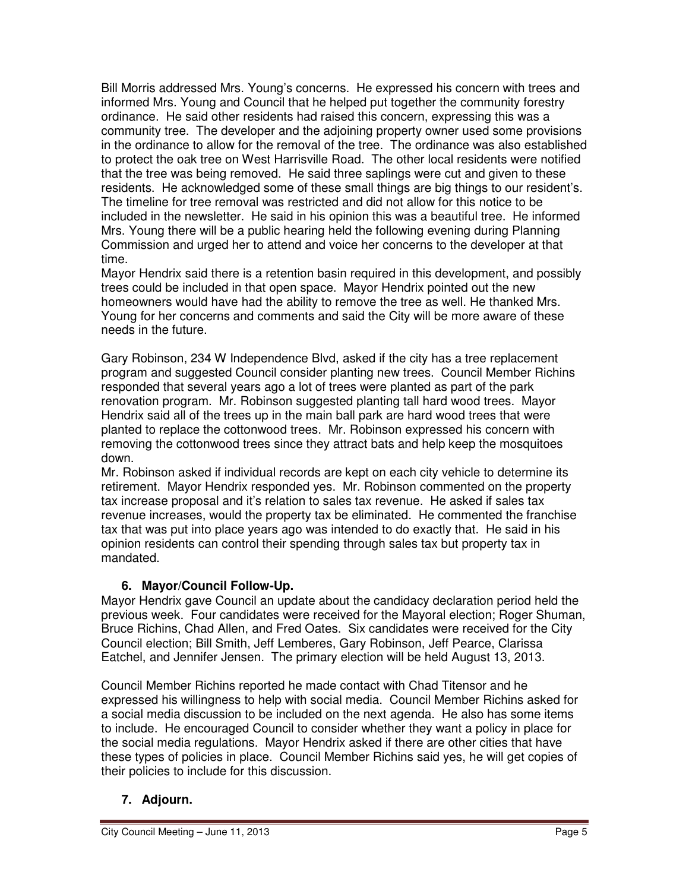Bill Morris addressed Mrs. Young's concerns. He expressed his concern with trees and informed Mrs. Young and Council that he helped put together the community forestry ordinance. He said other residents had raised this concern, expressing this was a community tree. The developer and the adjoining property owner used some provisions in the ordinance to allow for the removal of the tree. The ordinance was also established to protect the oak tree on West Harrisville Road. The other local residents were notified that the tree was being removed. He said three saplings were cut and given to these residents. He acknowledged some of these small things are big things to our resident's. The timeline for tree removal was restricted and did not allow for this notice to be included in the newsletter. He said in his opinion this was a beautiful tree. He informed Mrs. Young there will be a public hearing held the following evening during Planning Commission and urged her to attend and voice her concerns to the developer at that time.

Mayor Hendrix said there is a retention basin required in this development, and possibly trees could be included in that open space. Mayor Hendrix pointed out the new homeowners would have had the ability to remove the tree as well. He thanked Mrs. Young for her concerns and comments and said the City will be more aware of these needs in the future.

Gary Robinson, 234 W Independence Blvd, asked if the city has a tree replacement program and suggested Council consider planting new trees. Council Member Richins responded that several years ago a lot of trees were planted as part of the park renovation program. Mr. Robinson suggested planting tall hard wood trees. Mayor Hendrix said all of the trees up in the main ball park are hard wood trees that were planted to replace the cottonwood trees. Mr. Robinson expressed his concern with removing the cottonwood trees since they attract bats and help keep the mosquitoes down.

Mr. Robinson asked if individual records are kept on each city vehicle to determine its retirement. Mayor Hendrix responded yes. Mr. Robinson commented on the property tax increase proposal and it's relation to sales tax revenue. He asked if sales tax revenue increases, would the property tax be eliminated. He commented the franchise tax that was put into place years ago was intended to do exactly that. He said in his opinion residents can control their spending through sales tax but property tax in mandated.

## 6. Mayor/Council Follow-Up.

Mayor Hendrix gave Council an update about the candidacy declaration period held the previous week. Four candidates were received for the Mayoral election; Roger Shuman, Bruce Richins, Chad Allen, and Fred Oates. Six candidates were received for the City Council election; Bill Smith, Jeff Lemberes, Gary Robinson, Jeff Pearce, Clarissa Eatchel, and Jennifer Jensen. The primary election will be held August 13, 2013.

Council Member Richins reported he made contact with Chad Titensor and he expressed his willingness to help with social media. Council Member Richins asked for a social media discussion to be included on the next agenda. He also has some items to include. He encouraged Council to consider whether they want a policy in place for the social media regulations. Mayor Hendrix asked if there are other cities that have these types of policies in place. Council Member Richins said yes, he will get copies of their policies to include for this discussion.

## 7. Adjourn.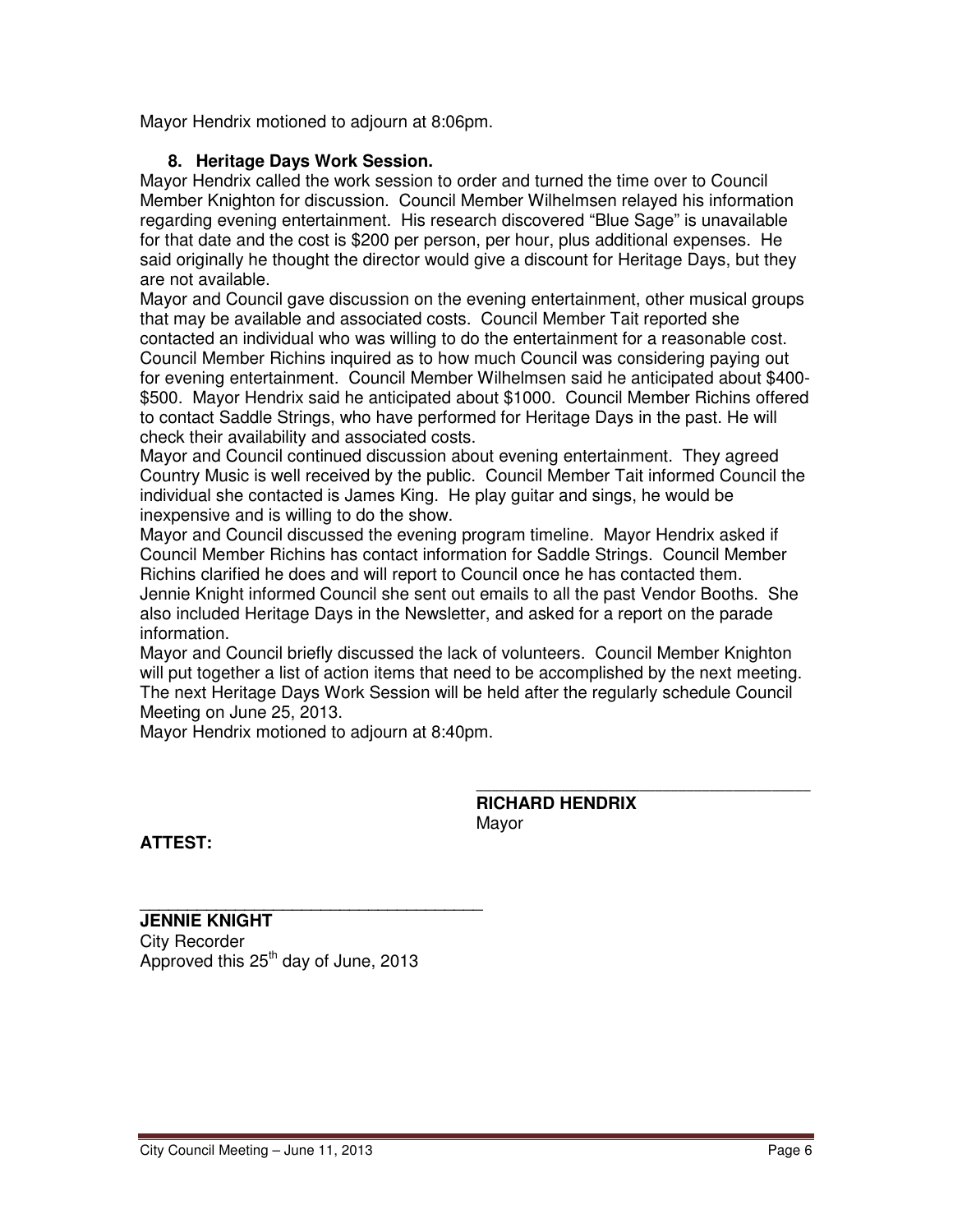Mayor Hendrix motioned to adjourn at 8:06pm.

### 8. Heritage Days Work Session.

Mayor Hendrix called the work session to order and turned the time over to Council Member Knighton for discussion. Council Member Wilhelmsen relayed his information regarding evening entertainment. His research discovered "Blue Sage" is unavailable for that date and the cost is $200 per person, per hour, plus additional expenses. He said originally he thought the director would give a discount for Heritage Days, but they are not available.

Mayor and Council gave discussion on the evening entertainment, other musical groups that may be available and associated costs. Council Member Tait reported she contacted an individual who was willing to do the entertainment for a reasonable cost. Council Member Richins inquired as to how much Council was considering paying out for evening entertainment. Council Member Wilhelmsen said he anticipated about $400-$500. Mayor Hendrix said he anticipated about $1000. Council Member Richins offered to contact Saddle Strings, who have performed for Heritage Days in the past. He will check their availability and associated costs.

Mayor and Council continued discussion about evening entertainment. They agreed Country Music is well received by the public. Council Member Tait informed Council the individual she contacted is James King. He play guitar and sings, he would be inexpensive and is willing to do the show.

Mayor and Council discussed the evening program timeline. Mayor Hendrix asked if Council Member Richins has contact information for Saddle Strings. Council Member Richins clarified he does and will report to Council once he has contacted them.

Jennie Knight informed Council she sent out emails to all the past Vendor Booths. She also included Heritage Days in the Newsletter, and asked for a report on the parade information.

Mayor and Council briefly discussed the lack of volunteers. Council Member Knighton will put together a list of action items that need to be accomplished by the next meeting. The next Heritage Days Work Session will be held after the regularly schedule Council Meeting on June 25, 2013.

Mayor Hendrix motioned to adjourn at 8:40pm.

\_\_\_\_\_\_\_\_\_\_\_\_\_\_\_\_\_\_\_\_\_\_\_\_\_\_\_\_\_\_\_\_\_\_\_\_

**RICHARD HENDRIX**
Mayor

**ATTEST:**

\_\_\_\_\_\_\_\_\_\_\_\_\_\_\_\_\_\_\_\_\_\_\_\_\_\_\_\_\_\_\_\_\_\_\_\_

**JENNIE KNIGHT**
City Recorder
Approved this 25th day of June, 2013